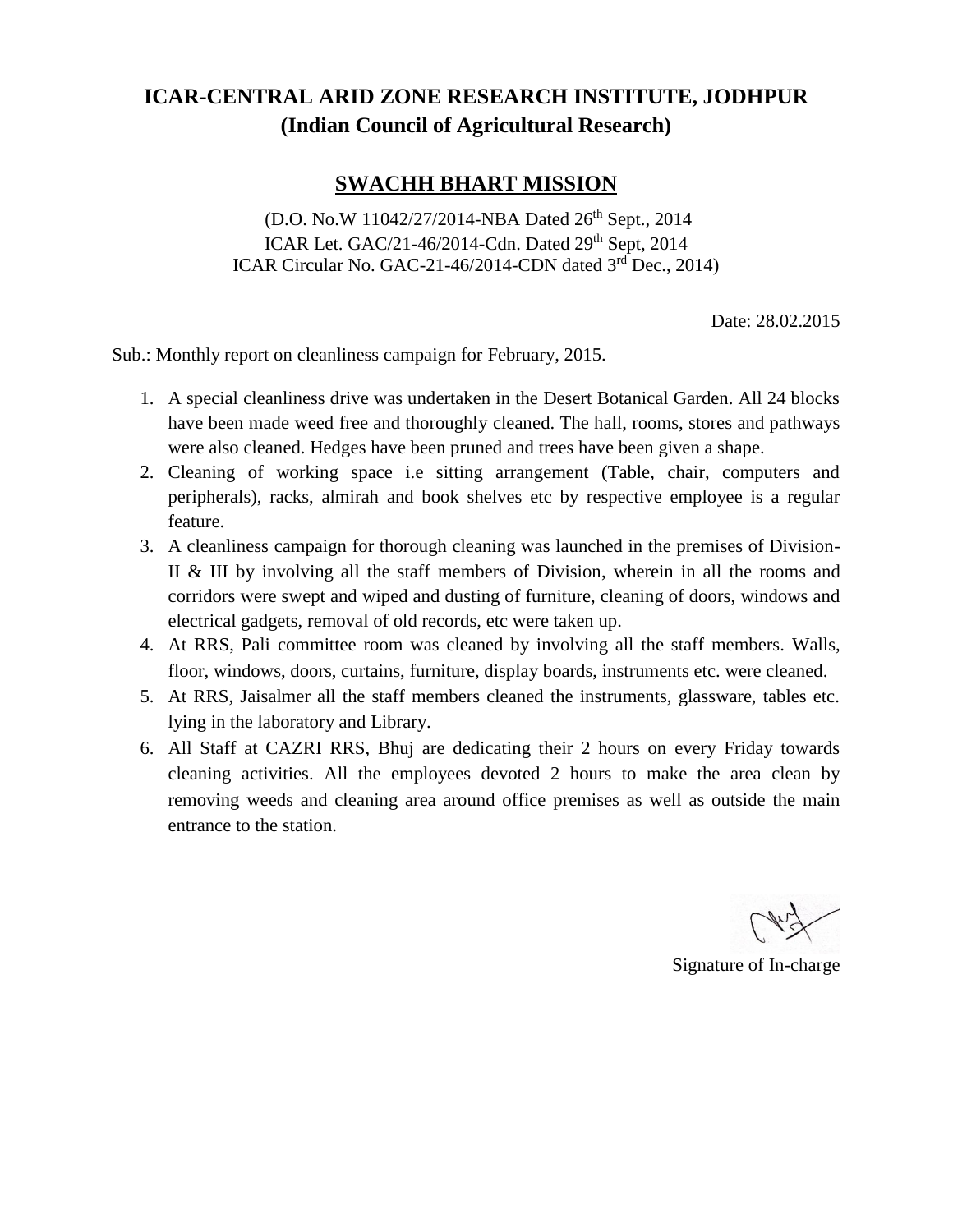# ICAR-CENTRAL ARID ZONE RESEARCH INSTITUTE, JODHPUR
## (Indian Council of Agricultural Research)

## SWACHH BHART MISSION

(D.O. No.W 11042/27/2014-NBA Dated 26th Sept., 2014
ICAR Let. GAC/21-46/2014-Cdn. Dated 29th Sept, 2014
ICAR Circular No. GAC-21-46/2014-CDN dated 3rd Dec., 2014)

Date: 28.02.2015

Sub.: Monthly report on cleanliness campaign for February, 2015.

1. A special cleanliness drive was undertaken in the Desert Botanical Garden. All 24 blocks have been made weed free and thoroughly cleaned. The hall, rooms, stores and pathways were also cleaned. Hedges have been pruned and trees have been given a shape.
2. Cleaning of working space i.e sitting arrangement (Table, chair, computers and peripherals), racks, almirah and book shelves etc by respective employee is a regular feature.
3. A cleanliness campaign for thorough cleaning was launched in the premises of Division-II & III by involving all the staff members of Division, wherein in all the rooms and corridors were swept and wiped and dusting of furniture, cleaning of doors, windows and electrical gadgets, removal of old records, etc were taken up.
4. At RRS, Pali committee room was cleaned by involving all the staff members. Walls, floor, windows, doors, curtains, furniture, display boards, instruments etc. were cleaned.
5. At RRS, Jaisalmer all the staff members cleaned the instruments, glassware, tables etc. lying in the laboratory and Library.
6. All Staff at CAZRI RRS, Bhuj are dedicating their 2 hours on every Friday towards cleaning activities. All the employees devoted 2 hours to make the area clean by removing weeds and cleaning area around office premises as well as outside the main entrance to the station.

Signature of In-charge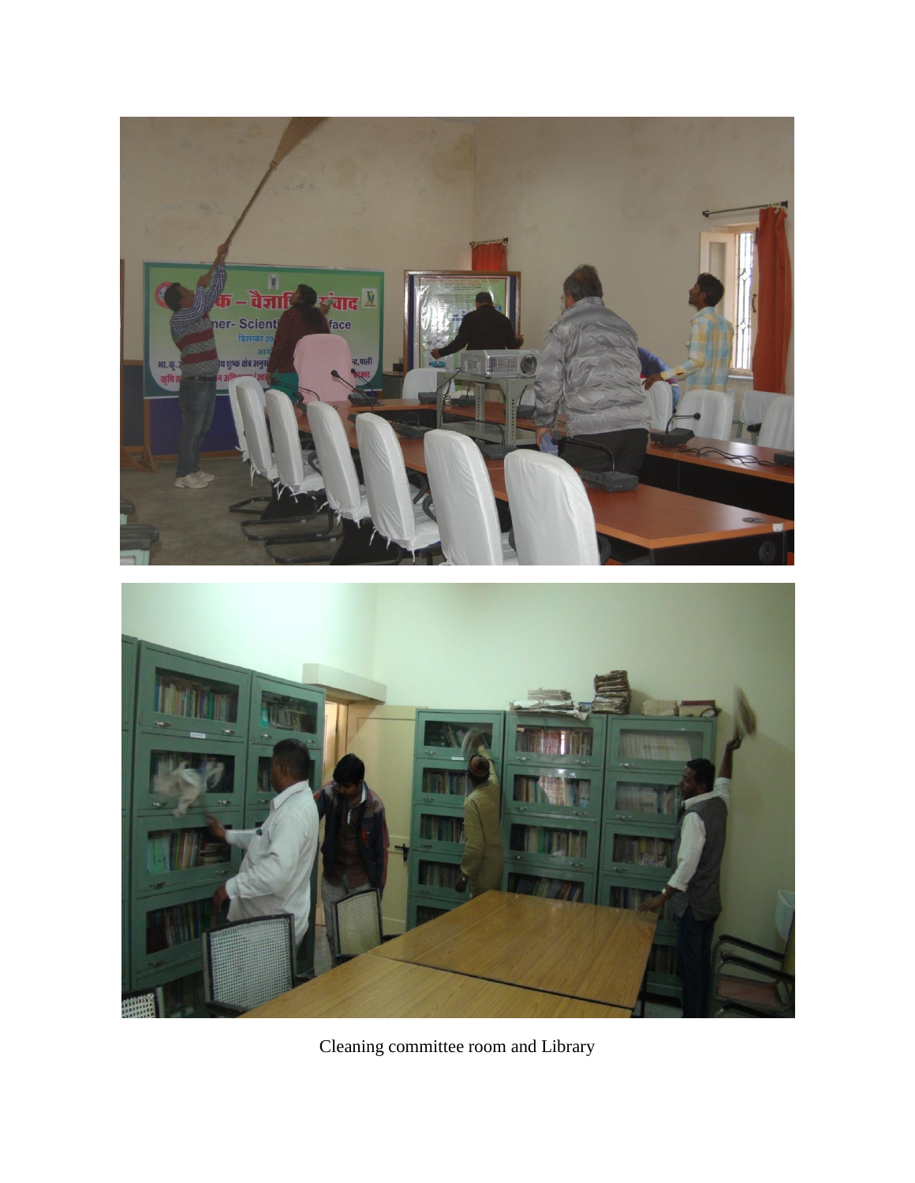Cleaning committee room and Library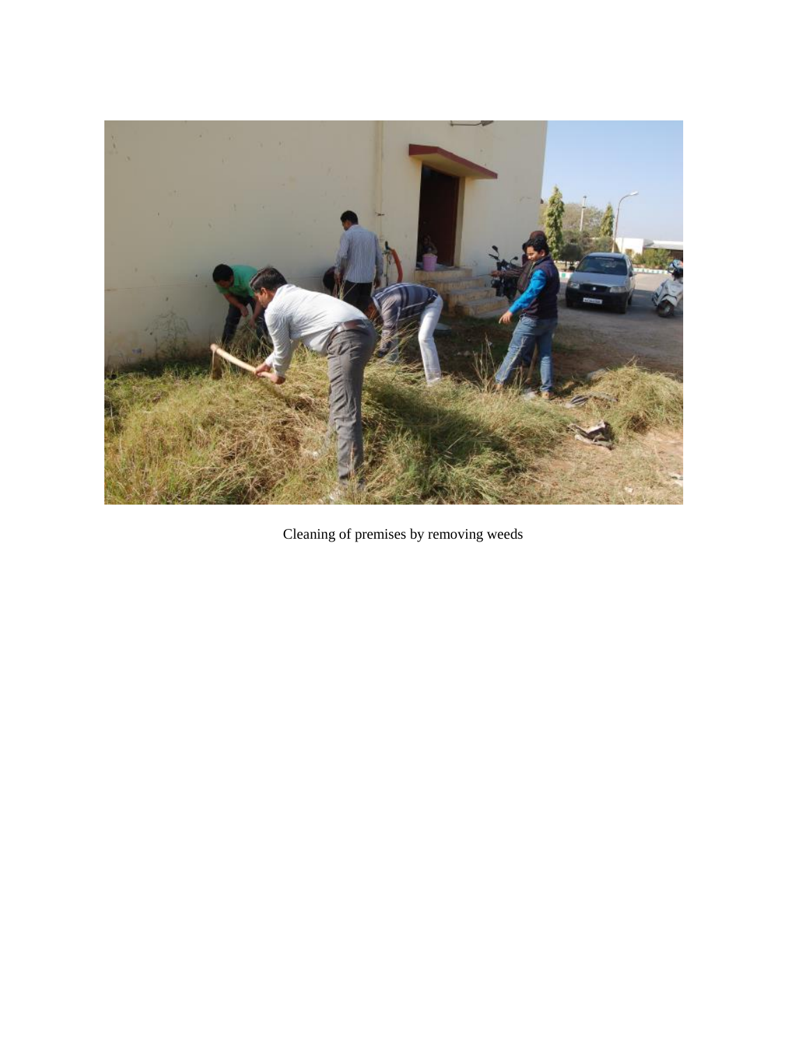Cleaning of premises by removing weeds